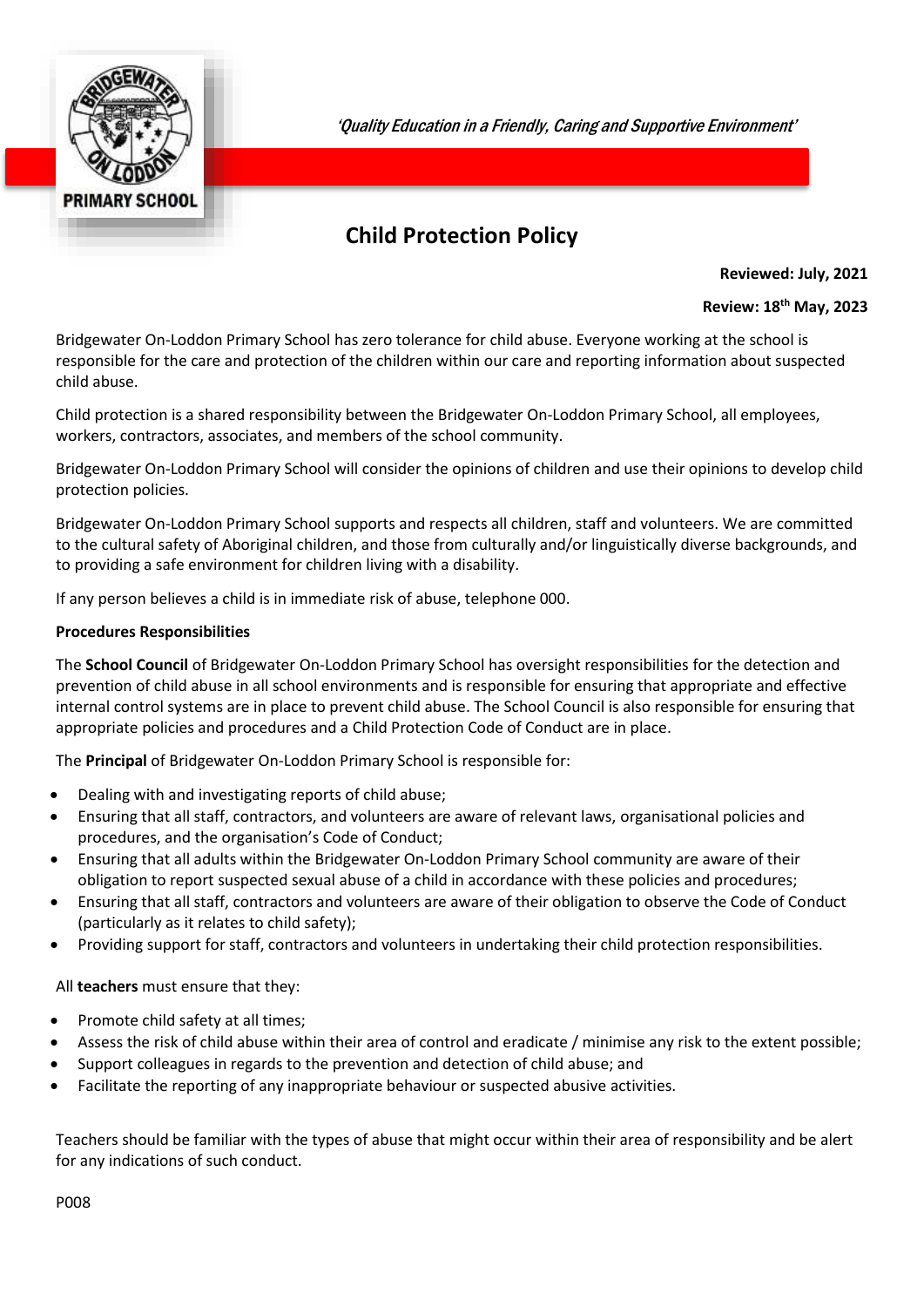*'Quality Education in a Friendly, Caring and Supportive Environment'*

# Child Protection Policy

**Reviewed: July, 2021**

**Review: 18th May, 2023**

Bridgewater On-Loddon Primary School has zero tolerance for child abuse. Everyone working at the school is responsible for the care and protection of the children within our care and reporting information about suspected child abuse.

Child protection is a shared responsibility between the Bridgewater On-Loddon Primary School, all employees, workers, contractors, associates, and members of the school community.

Bridgewater On-Loddon Primary School will consider the opinions of children and use their opinions to develop child protection policies.

Bridgewater On-Loddon Primary School supports and respects all children, staff and volunteers. We are committed to the cultural safety of Aboriginal children, and those from culturally and/or linguistically diverse backgrounds, and to providing a safe environment for children living with a disability.

If any person believes a child is in immediate risk of abuse, telephone 000.

**Procedures Responsibilities**

The **School Council** of Bridgewater On-Loddon Primary School has oversight responsibilities for the detection and prevention of child abuse in all school environments and is responsible for ensuring that appropriate and effective internal control systems are in place to prevent child abuse. The School Council is also responsible for ensuring that appropriate policies and procedures and a Child Protection Code of Conduct are in place.

The **Principal** of Bridgewater On-Loddon Primary School is responsible for:

- Dealing with and investigating reports of child abuse;
- Ensuring that all staff, contractors, and volunteers are aware of relevant laws, organisational policies and procedures, and the organisation's Code of Conduct;
- Ensuring that all adults within the Bridgewater On-Loddon Primary School community are aware of their obligation to report suspected sexual abuse of a child in accordance with these policies and procedures;
- Ensuring that all staff, contractors and volunteers are aware of their obligation to observe the Code of Conduct (particularly as it relates to child safety);
- Providing support for staff, contractors and volunteers in undertaking their child protection responsibilities.

All **teachers** must ensure that they:

- Promote child safety at all times;
- Assess the risk of child abuse within their area of control and eradicate / minimise any risk to the extent possible;
- Support colleagues in regards to the prevention and detection of child abuse; and
- Facilitate the reporting of any inappropriate behaviour or suspected abusive activities.

Teachers should be familiar with the types of abuse that might occur within their area of responsibility and be alert for any indications of such conduct.

P008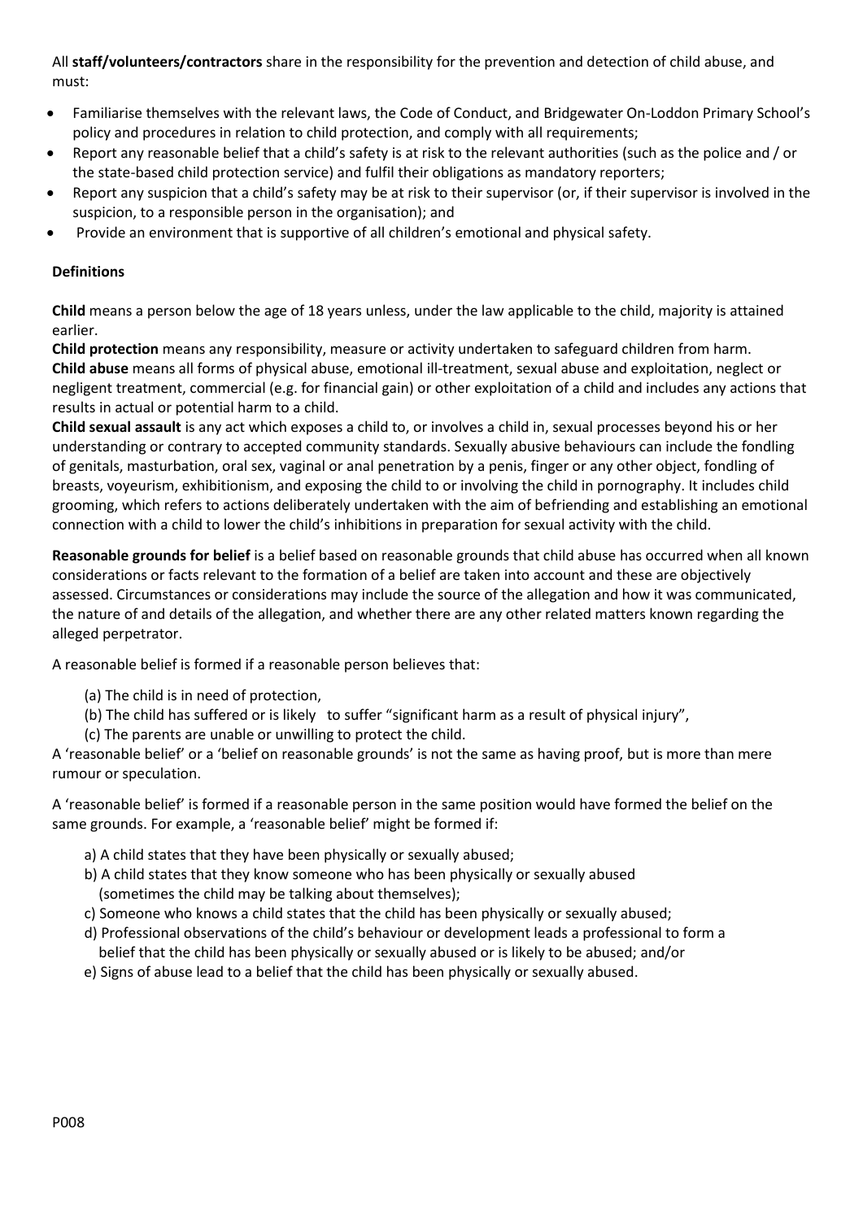All **staff/volunteers/contractors** share in the responsibility for the prevention and detection of child abuse, and must:

- Familiarise themselves with the relevant laws, the Code of Conduct, and Bridgewater On-Loddon Primary School's policy and procedures in relation to child protection, and comply with all requirements;
- Report any reasonable belief that a child's safety is at risk to the relevant authorities (such as the police and / or the state-based child protection service) and fulfil their obligations as mandatory reporters;
- Report any suspicion that a child's safety may be at risk to their supervisor (or, if their supervisor is involved in the suspicion, to a responsible person in the organisation); and
- Provide an environment that is supportive of all children's emotional and physical safety.

**Definitions**

**Child** means a person below the age of 18 years unless, under the law applicable to the child, majority is attained earlier.

**Child protection** means any responsibility, measure or activity undertaken to safeguard children from harm.

**Child abuse** means all forms of physical abuse, emotional ill-treatment, sexual abuse and exploitation, neglect or negligent treatment, commercial (e.g. for financial gain) or other exploitation of a child and includes any actions that results in actual or potential harm to a child.

**Child sexual assault** is any act which exposes a child to, or involves a child in, sexual processes beyond his or her understanding or contrary to accepted community standards. Sexually abusive behaviours can include the fondling of genitals, masturbation, oral sex, vaginal or anal penetration by a penis, finger or any other object, fondling of breasts, voyeurism, exhibitionism, and exposing the child to or involving the child in pornography. It includes child grooming, which refers to actions deliberately undertaken with the aim of befriending and establishing an emotional connection with a child to lower the child's inhibitions in preparation for sexual activity with the child.

**Reasonable grounds for belief** is a belief based on reasonable grounds that child abuse has occurred when all known considerations or facts relevant to the formation of a belief are taken into account and these are objectively assessed. Circumstances or considerations may include the source of the allegation and how it was communicated, the nature of and details of the allegation, and whether there are any other related matters known regarding the alleged perpetrator.

A reasonable belief is formed if a reasonable person believes that:

(a) The child is in need of protection,
(b) The child has suffered or is likely to suffer "significant harm as a result of physical injury",
(c) The parents are unable or unwilling to protect the child.

A 'reasonable belief' or a 'belief on reasonable grounds' is not the same as having proof, but is more than mere rumour or speculation.

A 'reasonable belief' is formed if a reasonable person in the same position would have formed the belief on the same grounds. For example, a 'reasonable belief' might be formed if:

a) A child states that they have been physically or sexually abused;
b) A child states that they know someone who has been physically or sexually abused (sometimes the child may be talking about themselves);
c) Someone who knows a child states that the child has been physically or sexually abused;
d) Professional observations of the child's behaviour or development leads a professional to form a belief that the child has been physically or sexually abused or is likely to be abused; and/or
e) Signs of abuse lead to a belief that the child has been physically or sexually abused.

P008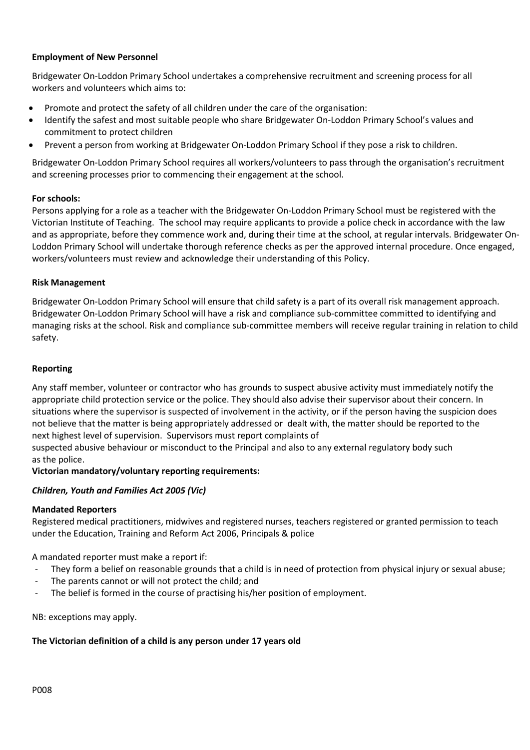**Employment of New Personnel**

Bridgewater On-Loddon Primary School undertakes a comprehensive recruitment and screening process for all workers and volunteers which aims to:

- Promote and protect the safety of all children under the care of the organisation:
- Identify the safest and most suitable people who share Bridgewater On-Loddon Primary School's values and commitment to protect children
- Prevent a person from working at Bridgewater On-Loddon Primary School if they pose a risk to children.

Bridgewater On-Loddon Primary School requires all workers/volunteers to pass through the organisation's recruitment and screening processes prior to commencing their engagement at the school.

**For schools:**
Persons applying for a role as a teacher with the Bridgewater On-Loddon Primary School must be registered with the Victorian Institute of Teaching. The school may require applicants to provide a police check in accordance with the law and as appropriate, before they commence work and, during their time at the school, at regular intervals. Bridgewater On-Loddon Primary School will undertake thorough reference checks as per the approved internal procedure. Once engaged, workers/volunteers must review and acknowledge their understanding of this Policy.

**Risk Management**

Bridgewater On-Loddon Primary School will ensure that child safety is a part of its overall risk management approach. Bridgewater On-Loddon Primary School will have a risk and compliance sub-committee committed to identifying and managing risks at the school. Risk and compliance sub-committee members will receive regular training in relation to child safety.

**Reporting**

Any staff member, volunteer or contractor who has grounds to suspect abusive activity must immediately notify the appropriate child protection service or the police. They should also advise their supervisor about their concern. In situations where the supervisor is suspected of involvement in the activity, or if the person having the suspicion does not believe that the matter is being appropriately addressed or dealt with, the matter should be reported to the next highest level of supervision. Supervisors must report complaints of suspected abusive behaviour or misconduct to the Principal and also to any external regulatory body such as the police.

**Victorian mandatory/voluntary reporting requirements:**

***Children, Youth and Families Act 2005 (Vic)***

**Mandated Reporters**
Registered medical practitioners, midwives and registered nurses, teachers registered or granted permission to teach under the Education, Training and Reform Act 2006, Principals & police

A mandated reporter must make a report if:

- They form a belief on reasonable grounds that a child is in need of protection from physical injury or sexual abuse;
- The parents cannot or will not protect the child; and
- The belief is formed in the course of practising his/her position of employment.

NB: exceptions may apply.

**The Victorian definition of a child is any person under 17 years old**

P008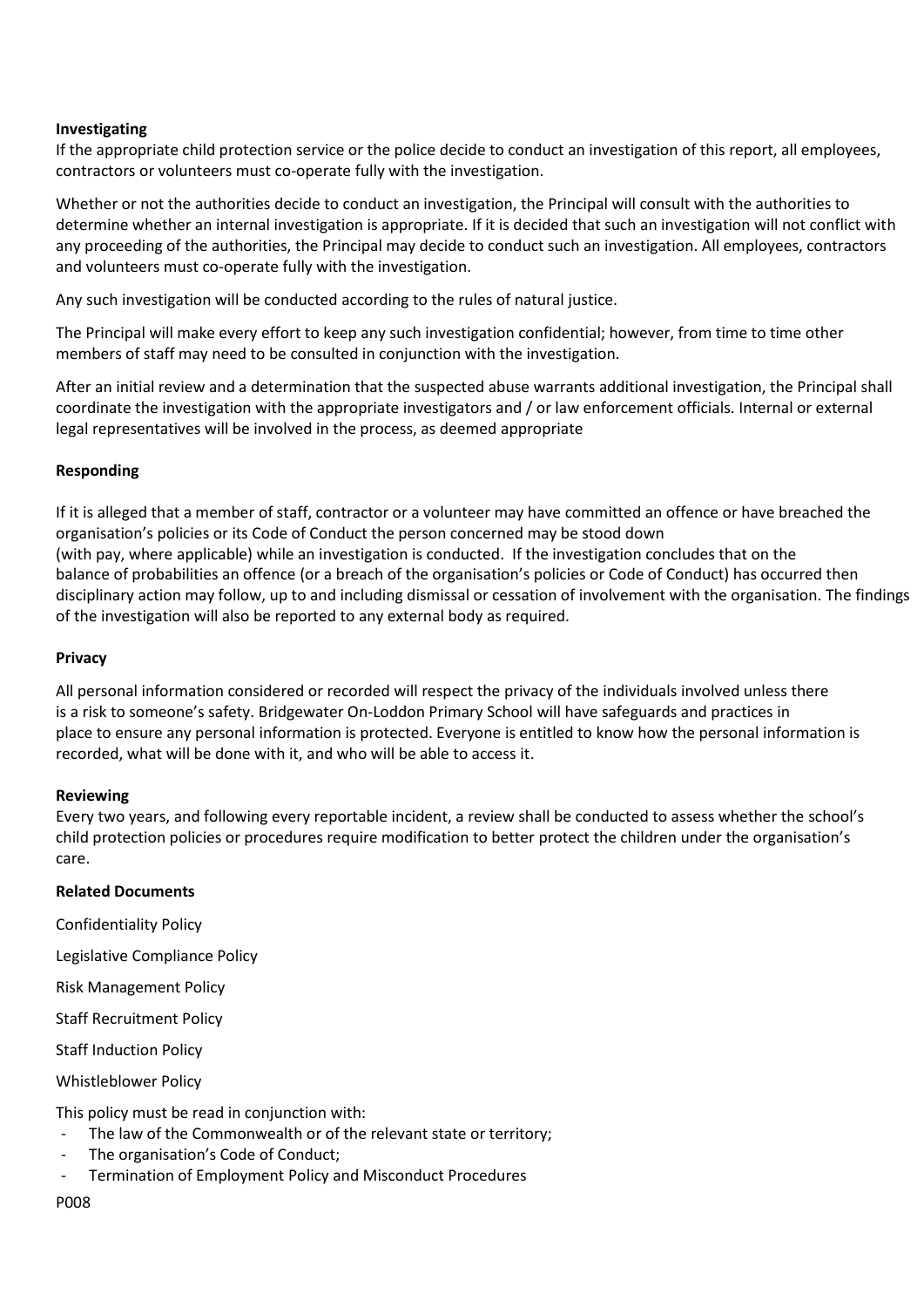**Investigating**

If the appropriate child protection service or the police decide to conduct an investigation of this report, all employees, contractors or volunteers must co-operate fully with the investigation.

Whether or not the authorities decide to conduct an investigation, the Principal will consult with the authorities to determine whether an internal investigation is appropriate. If it is decided that such an investigation will not conflict with any proceeding of the authorities, the Principal may decide to conduct such an investigation. All employees, contractors and volunteers must co-operate fully with the investigation.

Any such investigation will be conducted according to the rules of natural justice.

The Principal will make every effort to keep any such investigation confidential; however, from time to time other members of staff may need to be consulted in conjunction with the investigation.

After an initial review and a determination that the suspected abuse warrants additional investigation, the Principal shall coordinate the investigation with the appropriate investigators and / or law enforcement officials. Internal or external legal representatives will be involved in the process, as deemed appropriate

**Responding**

If it is alleged that a member of staff, contractor or a volunteer may have committed an offence or have breached the organisation's policies or its Code of Conduct the person concerned may be stood down (with pay, where applicable) while an investigation is conducted. If the investigation concludes that on the balance of probabilities an offence (or a breach of the organisation's policies or Code of Conduct) has occurred then disciplinary action may follow, up to and including dismissal or cessation of involvement with the organisation. The findings of the investigation will also be reported to any external body as required.

**Privacy**

All personal information considered or recorded will respect the privacy of the individuals involved unless there is a risk to someone's safety. Bridgewater On-Loddon Primary School will have safeguards and practices in place to ensure any personal information is protected. Everyone is entitled to know how the personal information is recorded, what will be done with it, and who will be able to access it.

**Reviewing**

Every two years, and following every reportable incident, a review shall be conducted to assess whether the school's child protection policies or procedures require modification to better protect the children under the organisation's care.

**Related Documents**

Confidentiality Policy

Legislative Compliance Policy

Risk Management Policy

Staff Recruitment Policy

Staff Induction Policy

Whistleblower Policy

This policy must be read in conjunction with:

- The law of the Commonwealth or of the relevant state or territory;
- The organisation's Code of Conduct;
- Termination of Employment Policy and Misconduct Procedures

P008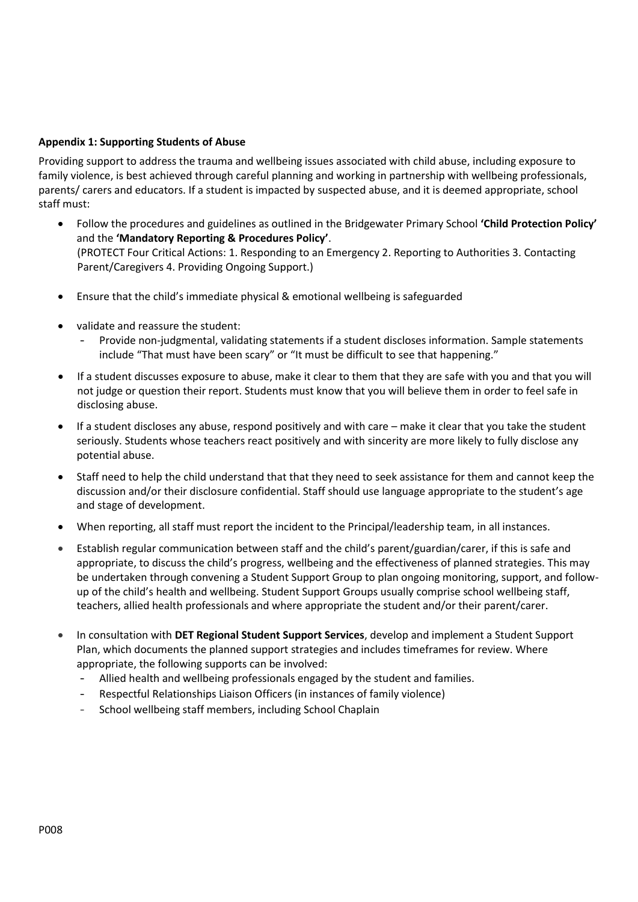**Appendix 1: Supporting Students of Abuse**

Providing support to address the trauma and wellbeing issues associated with child abuse, including exposure to family violence, is best achieved through careful planning and working in partnership with wellbeing professionals, parents/ carers and educators. If a student is impacted by suspected abuse, and it is deemed appropriate, school staff must:

- Follow the procedures and guidelines as outlined in the Bridgewater Primary School **'Child Protection Policy'** and the **'Mandatory Reporting & Procedures Policy'**.
  (PROTECT Four Critical Actions: 1. Responding to an Emergency 2. Reporting to Authorities 3. Contacting Parent/Caregivers 4. Providing Ongoing Support.)
- Ensure that the child's immediate physical & emotional wellbeing is safeguarded
- validate and reassure the student:
  - Provide non-judgmental, validating statements if a student discloses information. Sample statements include "That must have been scary" or "It must be difficult to see that happening."
- If a student discusses exposure to abuse, make it clear to them that they are safe with you and that you will not judge or question their report. Students must know that you will believe them in order to feel safe in disclosing abuse.
- If a student discloses any abuse, respond positively and with care – make it clear that you take the student seriously. Students whose teachers react positively and with sincerity are more likely to fully disclose any potential abuse.
- Staff need to help the child understand that that they need to seek assistance for them and cannot keep the discussion and/or their disclosure confidential. Staff should use language appropriate to the student's age and stage of development.
- When reporting, all staff must report the incident to the Principal/leadership team, in all instances.
- Establish regular communication between staff and the child's parent/guardian/carer, if this is safe and appropriate, to discuss the child's progress, wellbeing and the effectiveness of planned strategies. This may be undertaken through convening a Student Support Group to plan ongoing monitoring, support, and follow-up of the child's health and wellbeing. Student Support Groups usually comprise school wellbeing staff, teachers, allied health professionals and where appropriate the student and/or their parent/carer.
- In consultation with **DET Regional Student Support Services**, develop and implement a Student Support Plan, which documents the planned support strategies and includes timeframes for review. Where appropriate, the following supports can be involved:
  - Allied health and wellbeing professionals engaged by the student and families.
  - Respectful Relationships Liaison Officers (in instances of family violence)
  - School wellbeing staff members, including School Chaplain

P008